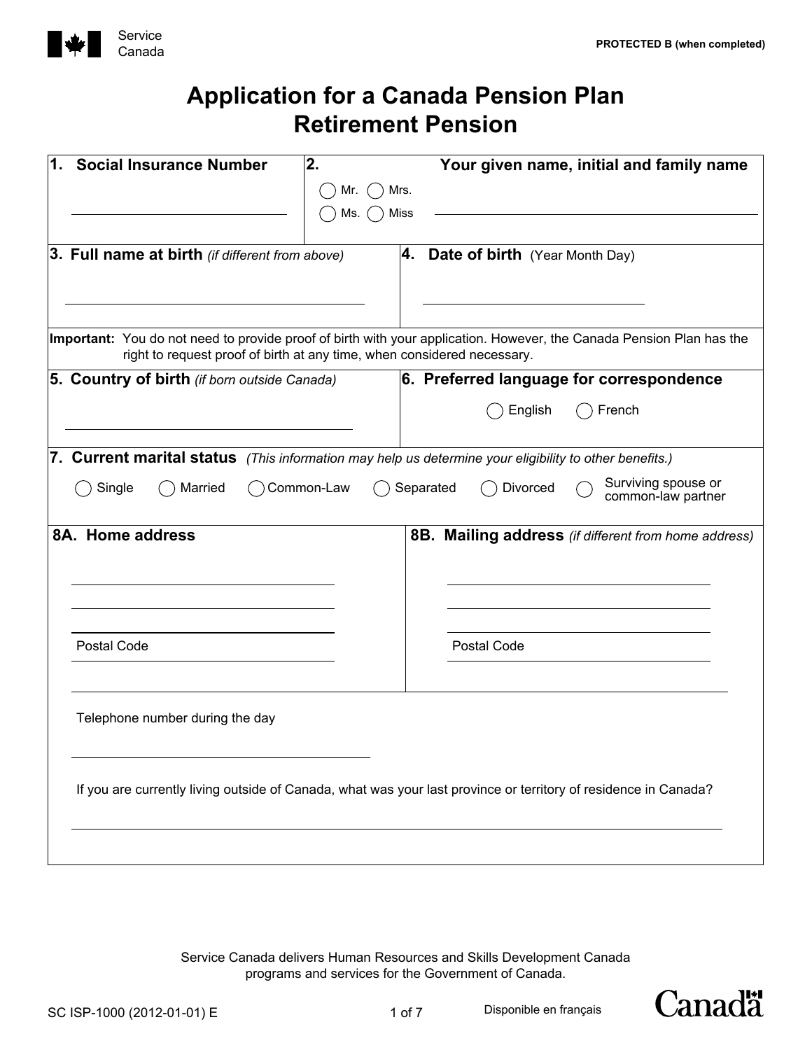Service Canada

PROTECTED B (when completed)

# Application for a Canada Pension Plan Retirement Pension

**1. Social Insurance Number**

**2. Your given name, initial and family name**

○ Mr. ○ Mrs. ○ Ms. ○ Miss

**3. Full name at birth** *(if different from above)*

**4. Date of birth** (Year Month Day)

**Important:** You do not need to provide proof of birth with your application. However, the Canada Pension Plan has the right to request proof of birth at any time, when considered necessary.

**5. Country of birth** *(if born outside Canada)*

**6. Preferred language for correspondence**

○ English ○ French

**7. Current marital status** *(This information may help us determine your eligibility to other benefits.)*

○ Single ○ Married ○ Common-Law ○ Separated ○ Divorced ○ Surviving spouse or common-law partner

**8A. Home address**

Postal Code

**8B. Mailing address** *(if different from home address)*

Postal Code

Telephone number during the day

If you are currently living outside of Canada, what was your last province or territory of residence in Canada?

Service Canada delivers Human Resources and Skills Development Canada programs and services for the Government of Canada.

SC ISP-1000 (2012-01-01) E

Disponible en français

Canada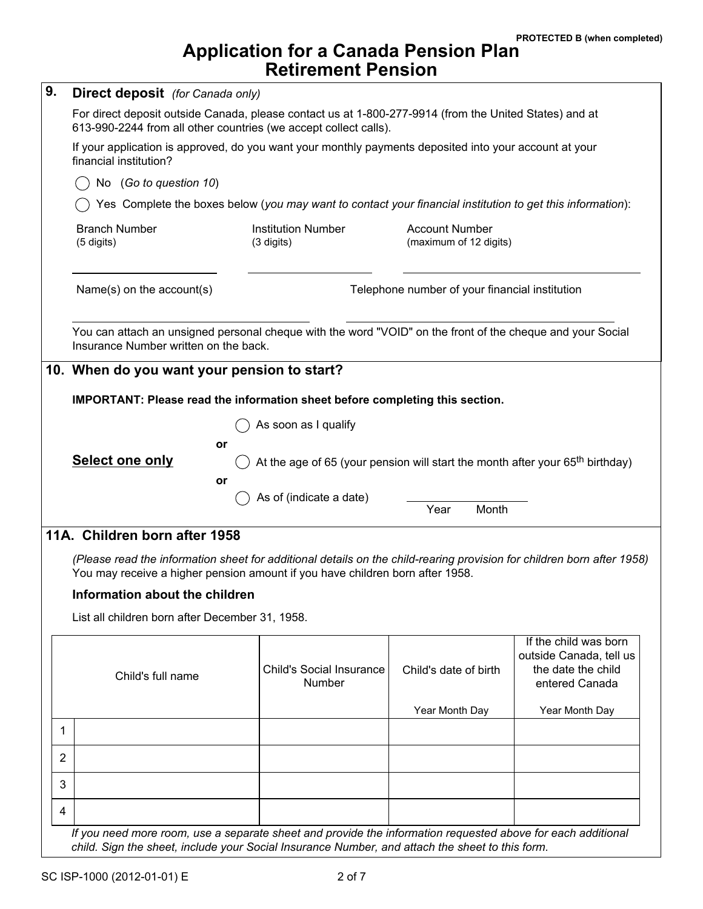PROTECTED B (when completed)

# Application for a Canada Pension Plan Retirement Pension

## 9. Direct deposit *(for Canada only)*

For direct deposit outside Canada, please contact us at 1-800-277-9914 (from the United States) and at 613-990-2244 from all other countries (we accept collect calls).

If your application is approved, do you want your monthly payments deposited into your account at your financial institution?

◯ No (*Go to question 10*)

◯ Yes Complete the boxes below (*you may want to contact your financial institution to get this information*):

| Branch Number (5 digits) | Institution Number (3 digits) | Account Number (maximum of 12 digits) |
|---|---|---|
| | | |

| Name(s) on the account(s) | Telephone number of your financial institution |
|---|---|
| | |

You can attach an unsigned personal cheque with the word "VOID" on the front of the cheque and your Social Insurance Number written on the back.

## 10. When do you want your pension to start?

**IMPORTANT: Please read the information sheet before completing this section.**

**Select one only**

◯ As soon as I qualify

or

◯ At the age of 65 (your pension will start the month after your 65th birthday)

or

◯ As of (indicate a date) ________ Year Month

## 11A. Children born after 1958

*(Please read the information sheet for additional details on the child-rearing provision for children born after 1958)*
You may receive a higher pension amount if you have children born after 1958.

### Information about the children

List all children born after December 31, 1958.

| | Child's full name | Child's Social Insurance Number | Child's date of birth (Year Month Day) | If the child was born outside Canada, tell us the date the child entered Canada (Year Month Day) |
|---|---|---|---|---|
| 1 | | | | |
| 2 | | | | |
| 3 | | | | |
| 4 | | | | |

*If you need more room, use a separate sheet and provide the information requested above for each additional child. Sign the sheet, include your Social Insurance Number, and attach the sheet to this form.*

SC ISP-1000 (2012-01-01) E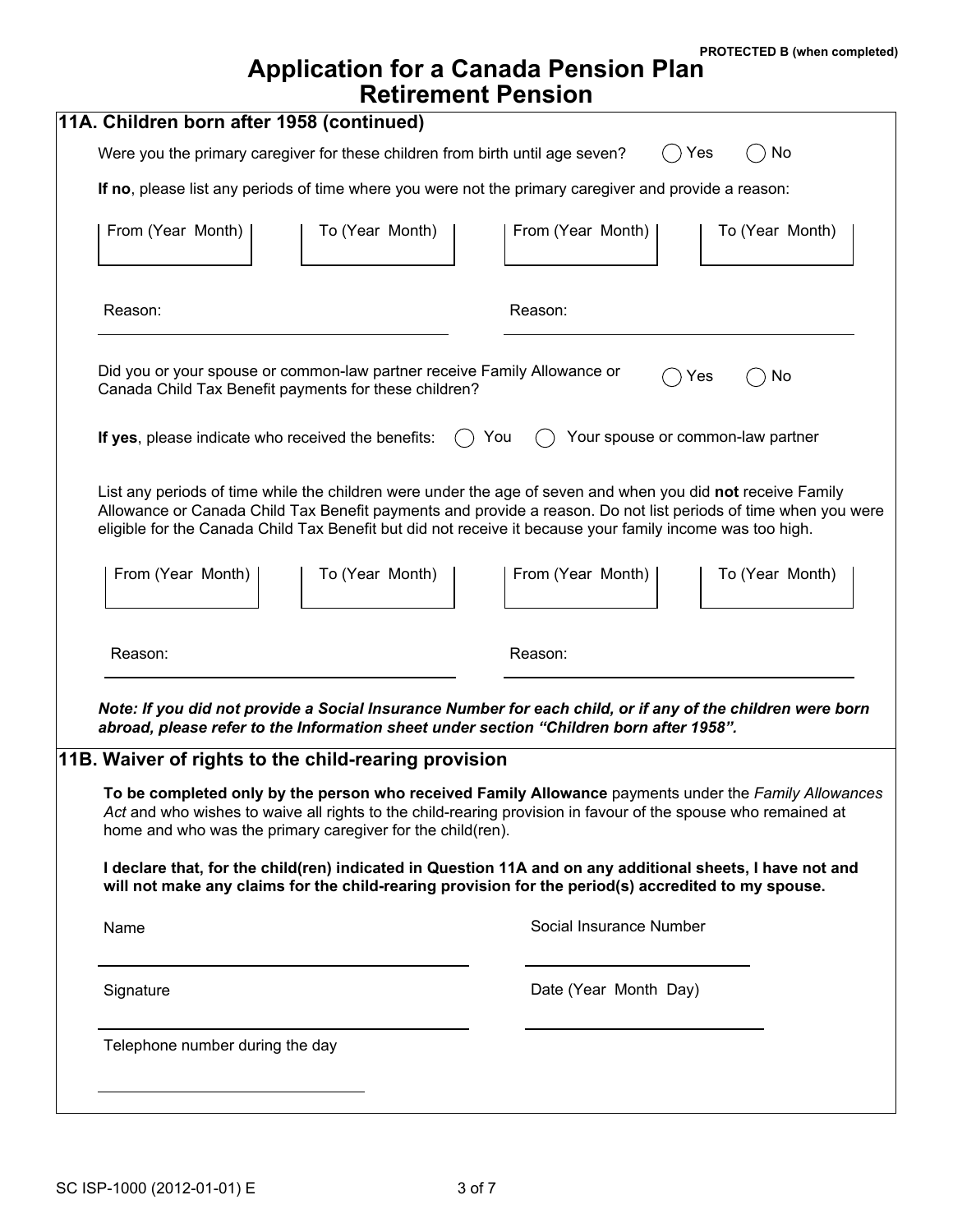**PROTECTED B (when completed)**

# Application for a Canada Pension Plan Retirement Pension

## 11A. Children born after 1958 (continued)

Were you the primary caregiver for these children from birth until age seven? ◯ Yes ◯ No

**If no**, please list any periods of time where you were not the primary caregiver and provide a reason:

| From (Year Month) | To (Year Month) | From (Year Month) | To (Year Month) |
|---|---|---|---|
| | | | |

Reason: ____________________ Reason: ____________________

Did you or your spouse or common-law partner receive Family Allowance or Canada Child Tax Benefit payments for these children? ◯ Yes ◯ No

**If yes**, please indicate who received the benefits: ◯ You ◯ Your spouse or common-law partner

List any periods of time while the children were under the age of seven and when you did **not** receive Family Allowance or Canada Child Tax Benefit payments and provide a reason. Do not list periods of time when you were eligible for the Canada Child Tax Benefit but did not receive it because your family income was too high.

| From (Year Month) | To (Year Month) | From (Year Month) | To (Year Month) |
|---|---|---|---|
| | | | |

Reason: ____________________ Reason: ____________________

***Note: If you did not provide a Social Insurance Number for each child, or if any of the children were born abroad, please refer to the Information sheet under section "Children born after 1958".***

## 11B. Waiver of rights to the child-rearing provision

**To be completed only by the person who received Family Allowance** payments under the *Family Allowances Act* and who wishes to waive all rights to the child-rearing provision in favour of the spouse who remained at home and who was the primary caregiver for the child(ren).

**I declare that, for the child(ren) indicated in Question 11A and on any additional sheets, I have not and will not make any claims for the child-rearing provision for the period(s) accredited to my spouse.**

Name ____________________ Social Insurance Number ____________________

Signature ____________________ Date (Year Month Day) ____________________

Telephone number during the day ____________________

SC ISP-1000 (2012-01-01) E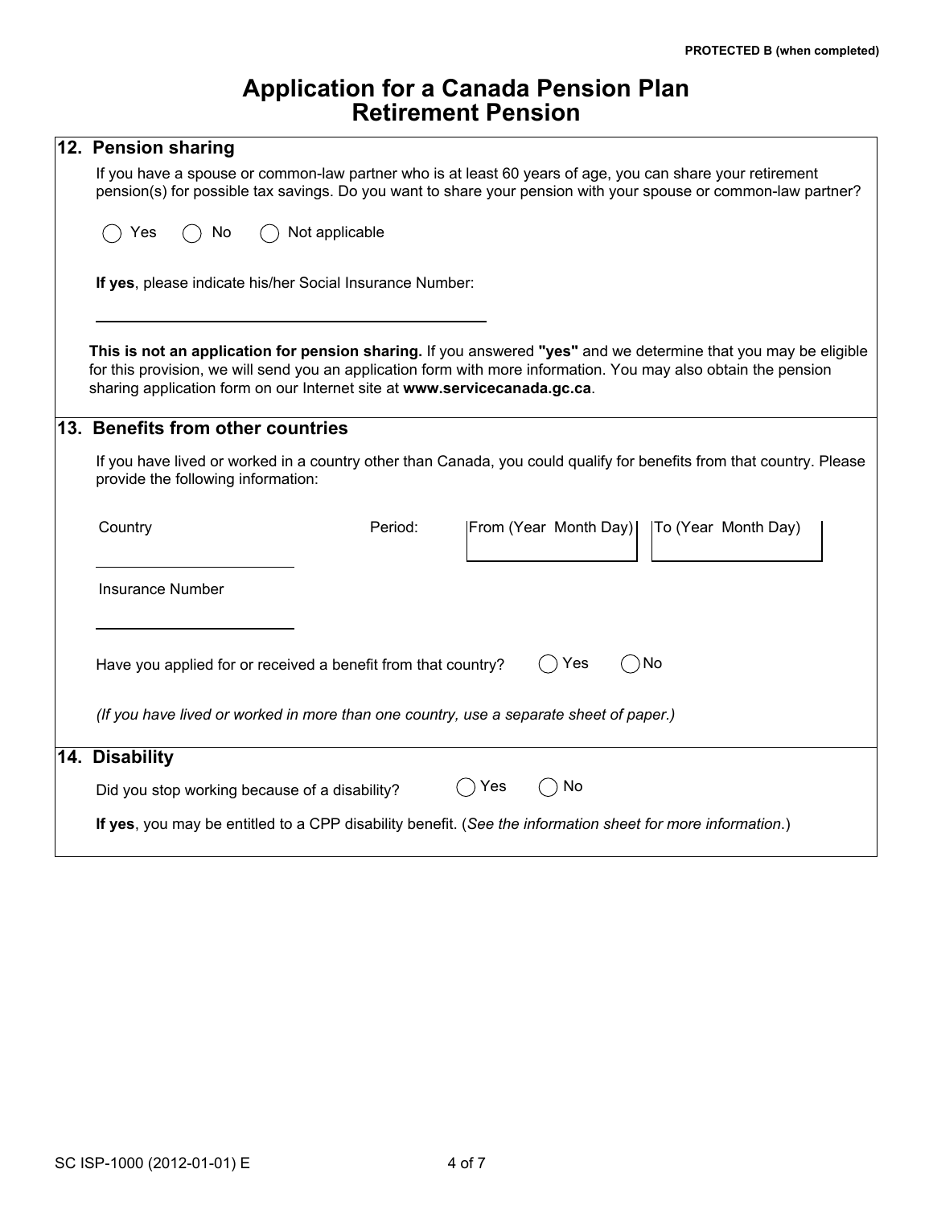PROTECTED B (when completed)

# Application for a Canada Pension Plan Retirement Pension

## 12. Pension sharing

If you have a spouse or common-law partner who is at least 60 years of age, you can share your retirement pension(s) for possible tax savings. Do you want to share your pension with your spouse or common-law partner?

○ Yes ○ No ○ Not applicable

**If yes**, please indicate his/her Social Insurance Number:

\_\_\_\_\_\_\_\_\_\_\_\_\_\_\_\_\_\_\_\_\_\_\_\_\_\_\_\_\_\_

**This is not an application for pension sharing.** If you answered **"yes"** and we determine that you may be eligible for this provision, we will send you an application form with more information. You may also obtain the pension sharing application form on our Internet site at **www.servicecanada.gc.ca**.

## 13. Benefits from other countries

If you have lived or worked in a country other than Canada, you could qualify for benefits from that country. Please provide the following information:

Country \_\_\_\_\_\_\_\_\_\_\_\_\_\_\_\_\_\_ Period: From (Year Month Day) \_\_\_\_\_\_\_\_ To (Year Month Day) \_\_\_\_\_\_\_\_

Insurance Number \_\_\_\_\_\_\_\_\_\_\_\_\_\_\_\_\_\_

Have you applied for or received a benefit from that country? ○ Yes ○ No

*(If you have lived or worked in more than one country, use a separate sheet of paper.)*

## 14. Disability

Did you stop working because of a disability? ○ Yes ○ No

**If yes**, you may be entitled to a CPP disability benefit. (*See the information sheet for more information*.)

SC ISP-1000 (2012-01-01) E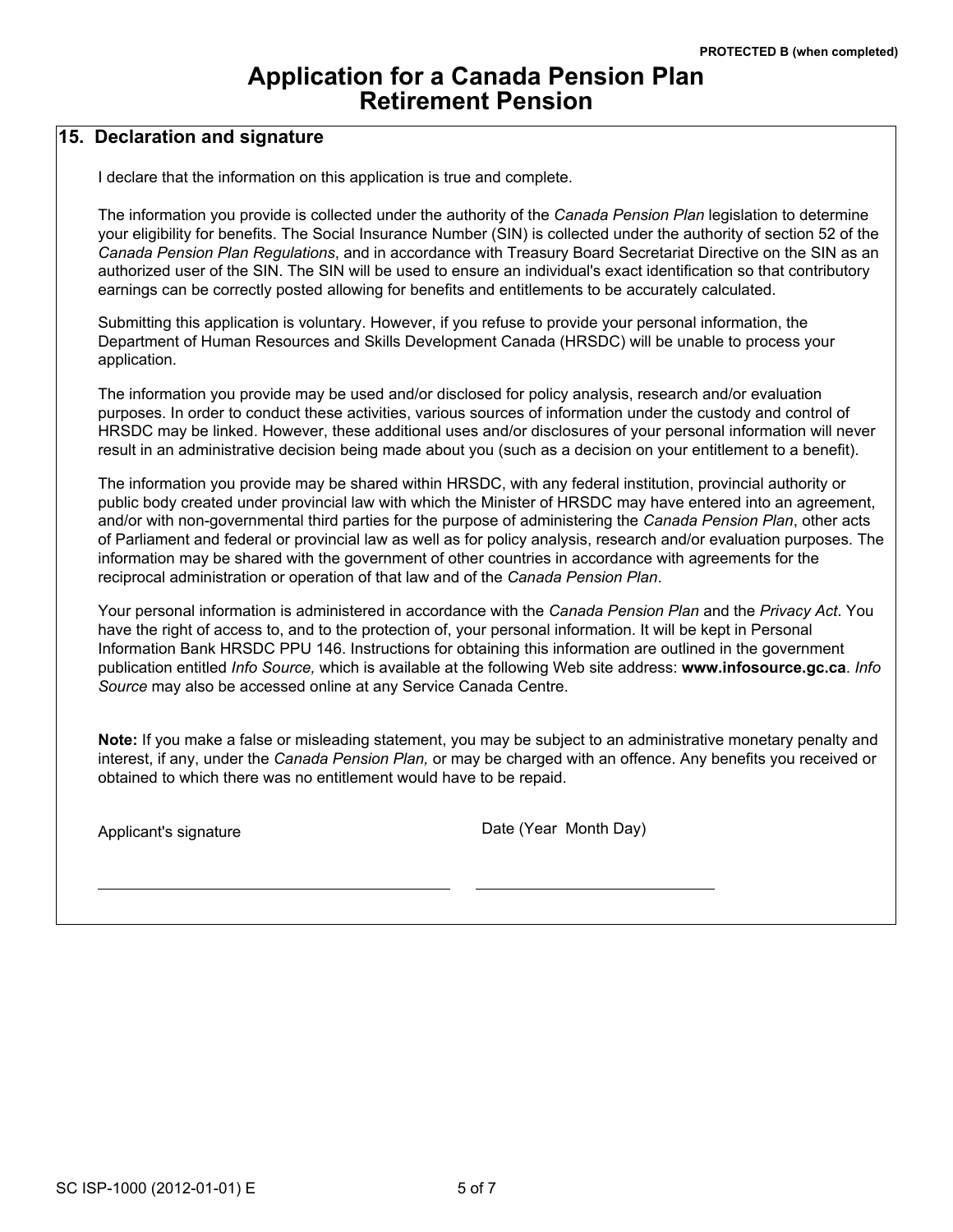PROTECTED B (when completed)

# Application for a Canada Pension Plan Retirement Pension

## 15. Declaration and signature

I declare that the information on this application is true and complete.

The information you provide is collected under the authority of the *Canada Pension Plan* legislation to determine your eligibility for benefits. The Social Insurance Number (SIN) is collected under the authority of section 52 of the *Canada Pension Plan Regulations*, and in accordance with Treasury Board Secretariat Directive on the SIN as an authorized user of the SIN. The SIN will be used to ensure an individual's exact identification so that contributory earnings can be correctly posted allowing for benefits and entitlements to be accurately calculated.

Submitting this application is voluntary. However, if you refuse to provide your personal information, the Department of Human Resources and Skills Development Canada (HRSDC) will be unable to process your application.

The information you provide may be used and/or disclosed for policy analysis, research and/or evaluation purposes. In order to conduct these activities, various sources of information under the custody and control of HRSDC may be linked. However, these additional uses and/or disclosures of your personal information will never result in an administrative decision being made about you (such as a decision on your entitlement to a benefit).

The information you provide may be shared within HRSDC, with any federal institution, provincial authority or public body created under provincial law with which the Minister of HRSDC may have entered into an agreement, and/or with non-governmental third parties for the purpose of administering the *Canada Pension Plan*, other acts of Parliament and federal or provincial law as well as for policy analysis, research and/or evaluation purposes. The information may be shared with the government of other countries in accordance with agreements for the reciprocal administration or operation of that law and of the *Canada Pension Plan*.

Your personal information is administered in accordance with the *Canada Pension Plan* and the *Privacy Act*. You have the right of access to, and to the protection of, your personal information. It will be kept in Personal Information Bank HRSDC PPU 146. Instructions for obtaining this information are outlined in the government publication entitled *Info Source,* which is available at the following Web site address: **www.infosource.gc.ca**. *Info Source* may also be accessed online at any Service Canada Centre.

**Note:** If you make a false or misleading statement, you may be subject to an administrative monetary penalty and interest, if any, under the *Canada Pension Plan,* or may be charged with an offence. Any benefits you received or obtained to which there was no entitlement would have to be repaid.

Applicant's signature \_\_\_\_\_\_\_\_\_\_\_\_\_\_\_\_\_\_\_\_\_\_\_\_\_\_\_\_\_\_

Date (Year Month Day) \_\_\_\_\_\_\_\_\_\_\_\_\_\_\_\_\_\_\_\_\_\_

SC ISP-1000 (2012-01-01) E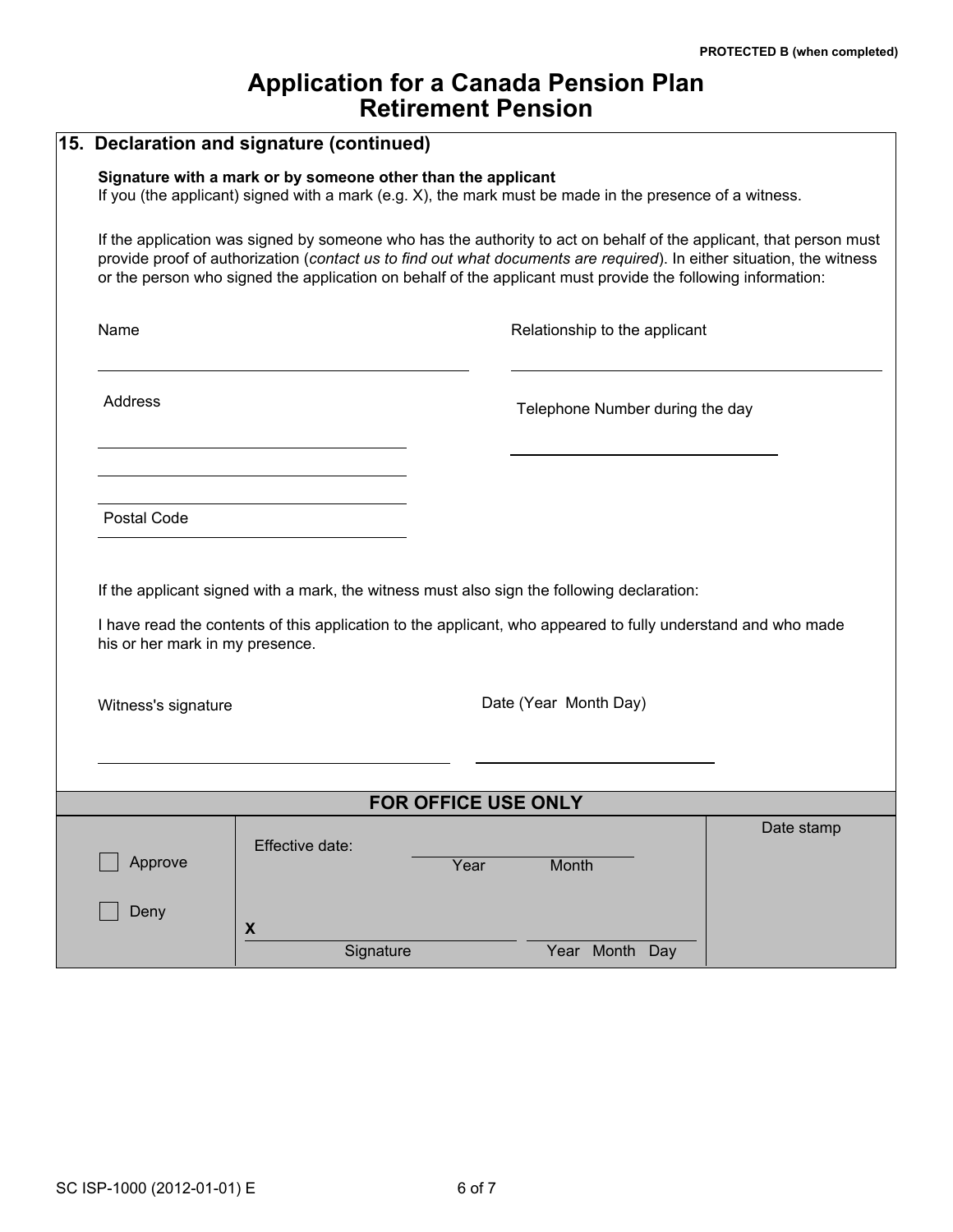PROTECTED B (when completed)

# Application for a Canada Pension Plan Retirement Pension

## 15. Declaration and signature (continued)

**Signature with a mark or by someone other than the applicant**

If you (the applicant) signed with a mark (e.g. X), the mark must be made in the presence of a witness.

If the application was signed by someone who has the authority to act on behalf of the applicant, that person must provide proof of authorization (*contact us to find out what documents are required*). In either situation, the witness or the person who signed the application on behalf of the applicant must provide the following information:

Name ______________________________

Relationship to the applicant ______________________________

Address ______________________________

______________________________

______________________________

Telephone Number during the day ______________________________

Postal Code ______________________________

If the applicant signed with a mark, the witness must also sign the following declaration:

I have read the contents of this application to the applicant, who appeared to fully understand and who made his or her mark in my presence.

Witness's signature ______________________________

Date (Year Month Day) ______________________________

### FOR OFFICE USE ONLY

| | | Date stamp |
|---|---|---|
| ☐ Approve<br>☐ Deny | Effective date: ______ Year Month<br>X ______________ Signature ______________ Year Month Day | |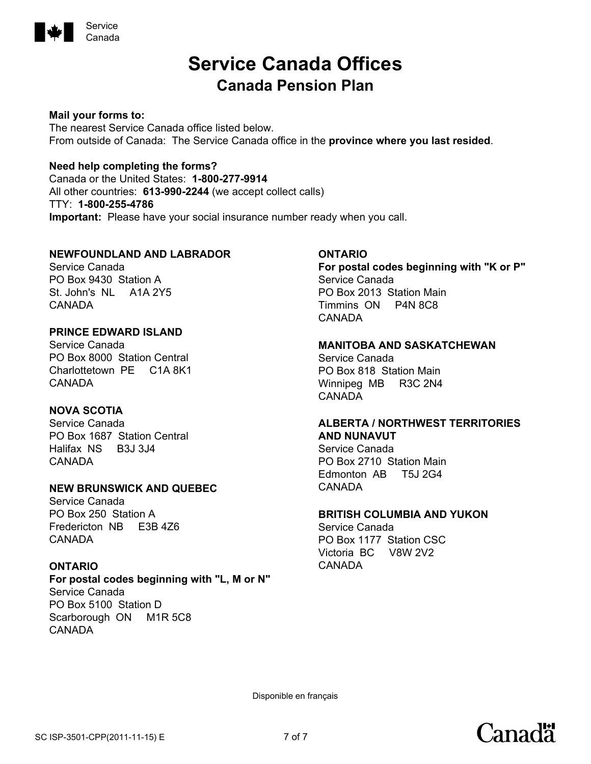# Service Canada Offices

## Canada Pension Plan

**Mail your forms to:**
The nearest Service Canada office listed below.
From outside of Canada: The Service Canada office in the **province where you last resided**.

**Need help completing the forms?**
Canada or the United States: **1-800-277-9914**
All other countries: **613-990-2244** (we accept collect calls)
TTY: **1-800-255-4786**
**Important:** Please have your social insurance number ready when you call.

**NEWFOUNDLAND AND LABRADOR**
Service Canada
PO Box 9430 Station A
St. John's NL A1A 2Y5
CANADA

**PRINCE EDWARD ISLAND**
Service Canada
PO Box 8000 Station Central
Charlottetown PE C1A 8K1
CANADA

**NOVA SCOTIA**
Service Canada
PO Box 1687 Station Central
Halifax NS B3J 3J4
CANADA

**NEW BRUNSWICK AND QUEBEC**
Service Canada
PO Box 250 Station A
Fredericton NB E3B 4Z6
CANADA

**ONTARIO**
**For postal codes beginning with "L, M or N"**
Service Canada
PO Box 5100 Station D
Scarborough ON M1R 5C8
CANADA

**ONTARIO**
**For postal codes beginning with "K or P"**
Service Canada
PO Box 2013 Station Main
Timmins ON P4N 8C8
CANADA

**MANITOBA AND SASKATCHEWAN**
Service Canada
PO Box 818 Station Main
Winnipeg MB R3C 2N4
CANADA

**ALBERTA / NORTHWEST TERRITORIES AND NUNAVUT**
Service Canada
PO Box 2710 Station Main
Edmonton AB T5J 2G4
CANADA

**BRITISH COLUMBIA AND YUKON**
Service Canada
PO Box 1177 Station CSC
Victoria BC V8W 2V2
CANADA

Disponible en français

SC ISP-3501-CPP(2011-11-15) E